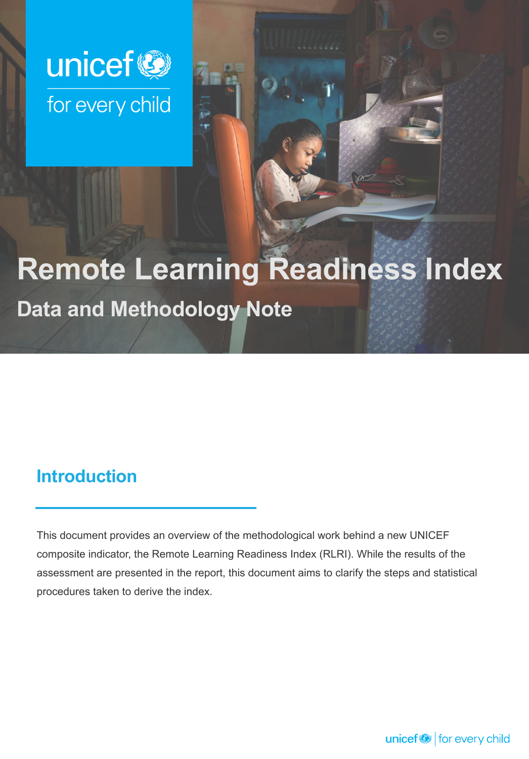unicef
for every child

# Remote Learning Readiness Index

## Data and Methodology Note

## Introduction

This document provides an overview of the methodological work behind a new UNICEF composite indicator, the Remote Learning Readiness Index (RLRI). While the results of the assessment are presented in the report, this document aims to clarify the steps and statistical procedures taken to derive the index.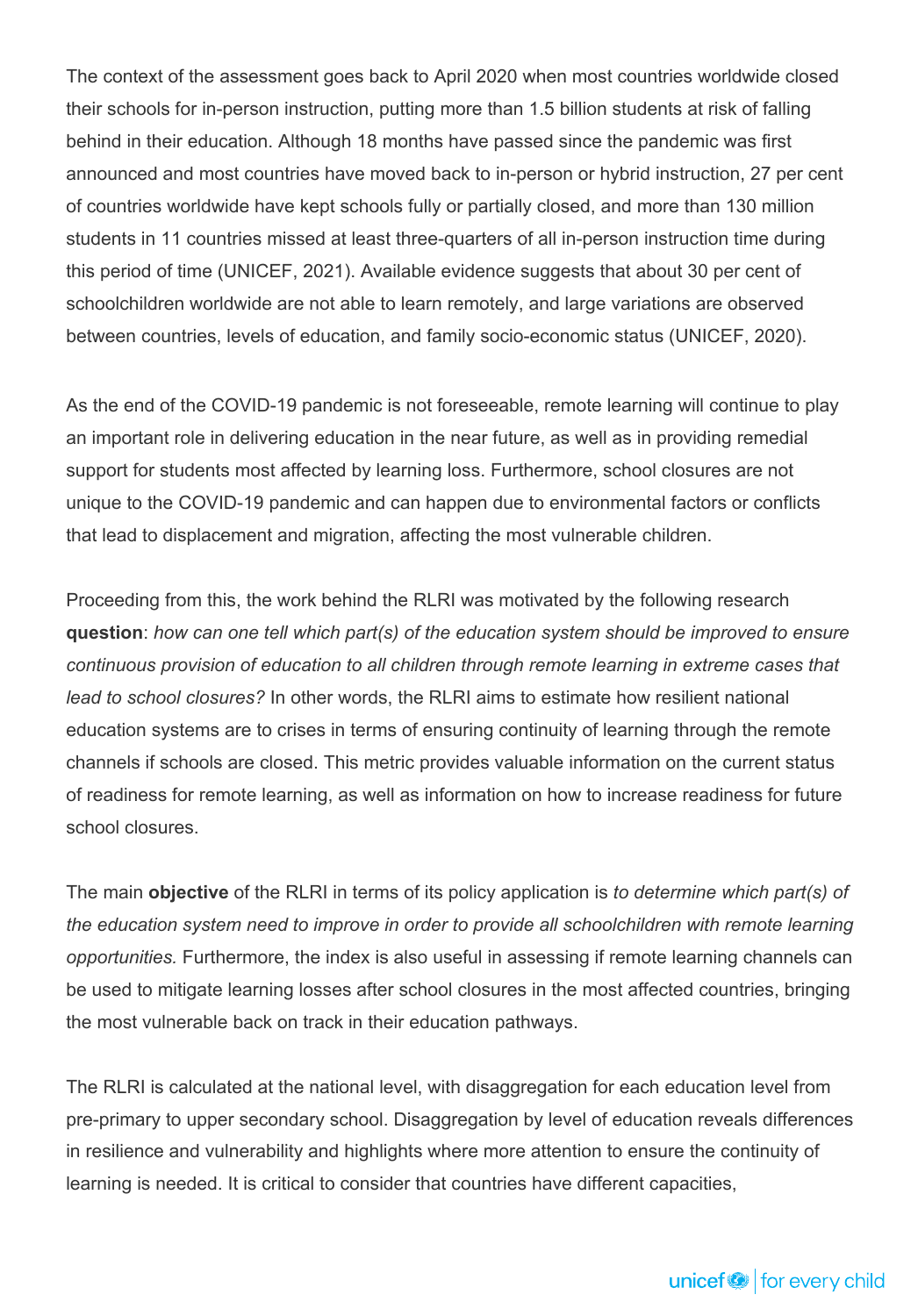The context of the assessment goes back to April 2020 when most countries worldwide closed their schools for in-person instruction, putting more than 1.5 billion students at risk of falling behind in their education. Although 18 months have passed since the pandemic was first announced and most countries have moved back to in-person or hybrid instruction, 27 per cent of countries worldwide have kept schools fully or partially closed, and more than 130 million students in 11 countries missed at least three-quarters of all in-person instruction time during this period of time (UNICEF, 2021). Available evidence suggests that about 30 per cent of schoolchildren worldwide are not able to learn remotely, and large variations are observed between countries, levels of education, and family socio-economic status (UNICEF, 2020).

As the end of the COVID-19 pandemic is not foreseeable, remote learning will continue to play an important role in delivering education in the near future, as well as in providing remedial support for students most affected by learning loss. Furthermore, school closures are not unique to the COVID-19 pandemic and can happen due to environmental factors or conflicts that lead to displacement and migration, affecting the most vulnerable children.

Proceeding from this, the work behind the RLRI was motivated by the following research **question**: *how can one tell which part(s) of the education system should be improved to ensure continuous provision of education to all children through remote learning in extreme cases that lead to school closures?* In other words, the RLRI aims to estimate how resilient national education systems are to crises in terms of ensuring continuity of learning through the remote channels if schools are closed. This metric provides valuable information on the current status of readiness for remote learning, as well as information on how to increase readiness for future school closures.

The main **objective** of the RLRI in terms of its policy application is *to determine which part(s) of the education system need to improve in order to provide all schoolchildren with remote learning opportunities.* Furthermore, the index is also useful in assessing if remote learning channels can be used to mitigate learning losses after school closures in the most affected countries, bringing the most vulnerable back on track in their education pathways.

The RLRI is calculated at the national level, with disaggregation for each education level from pre-primary to upper secondary school. Disaggregation by level of education reveals differences in resilience and vulnerability and highlights where more attention to ensure the continuity of learning is needed. It is critical to consider that countries have different capacities,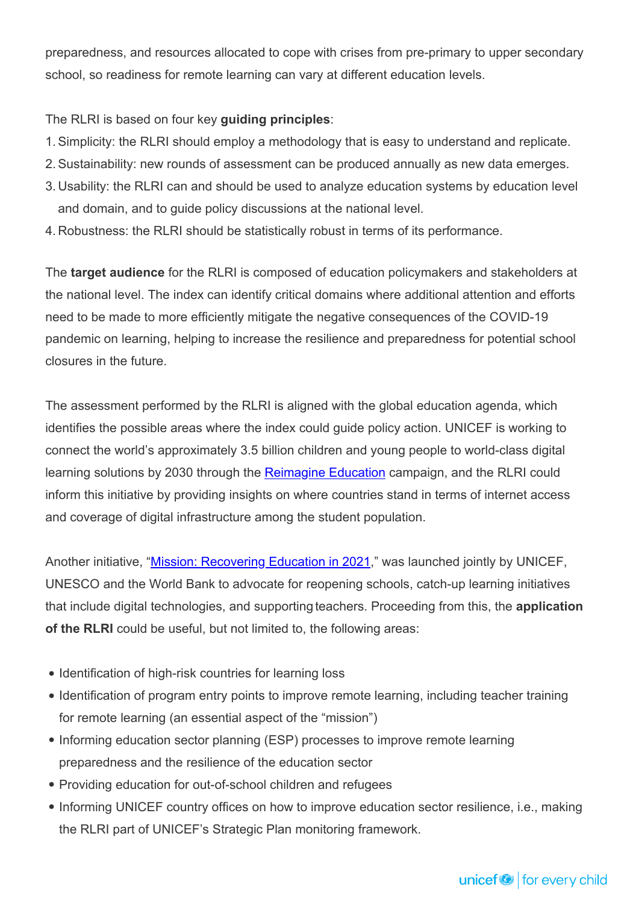preparedness, and resources allocated to cope with crises from pre-primary to upper secondary school, so readiness for remote learning can vary at different education levels.

The RLRI is based on four key **guiding principles**:

1. Simplicity: the RLRI should employ a methodology that is easy to understand and replicate.
2. Sustainability: new rounds of assessment can be produced annually as new data emerges.
3. Usability: the RLRI can and should be used to analyze education systems by education level and domain, and to guide policy discussions at the national level.
4. Robustness: the RLRI should be statistically robust in terms of its performance.

The **target audience** for the RLRI is composed of education policymakers and stakeholders at the national level. The index can identify critical domains where additional attention and efforts need to be made to more efficiently mitigate the negative consequences of the COVID-19 pandemic on learning, helping to increase the resilience and preparedness for potential school closures in the future.

The assessment performed by the RLRI is aligned with the global education agenda, which identifies the possible areas where the index could guide policy action. UNICEF is working to connect the world's approximately 3.5 billion children and young people to world-class digital learning solutions by 2030 through the Reimagine Education campaign, and the RLRI could inform this initiative by providing insights on where countries stand in terms of internet access and coverage of digital infrastructure among the student population.

Another initiative, "Mission: Recovering Education in 2021," was launched jointly by UNICEF, UNESCO and the World Bank to advocate for reopening schools, catch-up learning initiatives that include digital technologies, and supporting teachers. Proceeding from this, the **application of the RLRI** could be useful, but not limited to, the following areas:

- Identification of high-risk countries for learning loss
- Identification of program entry points to improve remote learning, including teacher training for remote learning (an essential aspect of the "mission")
- Informing education sector planning (ESP) processes to improve remote learning preparedness and the resilience of the education sector
- Providing education for out-of-school children and refugees
- Informing UNICEF country offices on how to improve education sector resilience, i.e., making the RLRI part of UNICEF's Strategic Plan monitoring framework.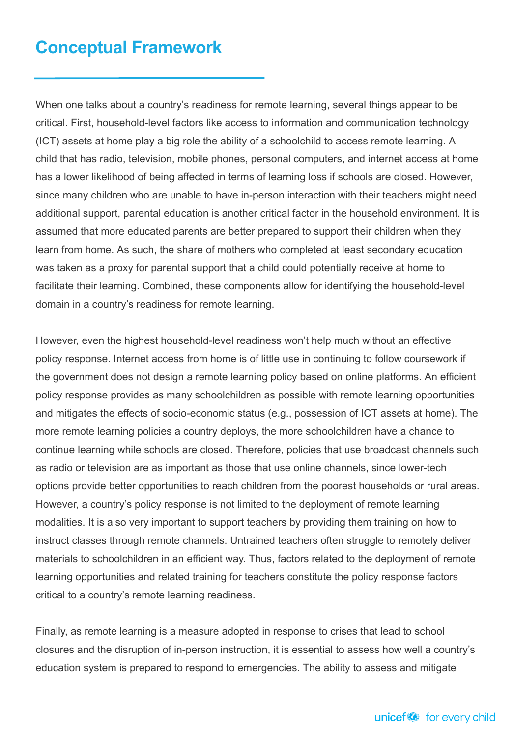# Conceptual Framework

When one talks about a country's readiness for remote learning, several things appear to be critical. First, household-level factors like access to information and communication technology (ICT) assets at home play a big role the ability of a schoolchild to access remote learning. A child that has radio, television, mobile phones, personal computers, and internet access at home has a lower likelihood of being affected in terms of learning loss if schools are closed. However, since many children who are unable to have in-person interaction with their teachers might need additional support, parental education is another critical factor in the household environment. It is assumed that more educated parents are better prepared to support their children when they learn from home. As such, the share of mothers who completed at least secondary education was taken as a proxy for parental support that a child could potentially receive at home to facilitate their learning. Combined, these components allow for identifying the household-level domain in a country's readiness for remote learning.

However, even the highest household-level readiness won't help much without an effective policy response. Internet access from home is of little use in continuing to follow coursework if the government does not design a remote learning policy based on online platforms. An efficient policy response provides as many schoolchildren as possible with remote learning opportunities and mitigates the effects of socio-economic status (e.g., possession of ICT assets at home). The more remote learning policies a country deploys, the more schoolchildren have a chance to continue learning while schools are closed. Therefore, policies that use broadcast channels such as radio or television are as important as those that use online channels, since lower-tech options provide better opportunities to reach children from the poorest households or rural areas. However, a country's policy response is not limited to the deployment of remote learning modalities. It is also very important to support teachers by providing them training on how to instruct classes through remote channels. Untrained teachers often struggle to remotely deliver materials to schoolchildren in an efficient way. Thus, factors related to the deployment of remote learning opportunities and related training for teachers constitute the policy response factors critical to a country's remote learning readiness.

Finally, as remote learning is a measure adopted in response to crises that lead to school closures and the disruption of in-person instruction, it is essential to assess how well a country's education system is prepared to respond to emergencies. The ability to assess and mitigate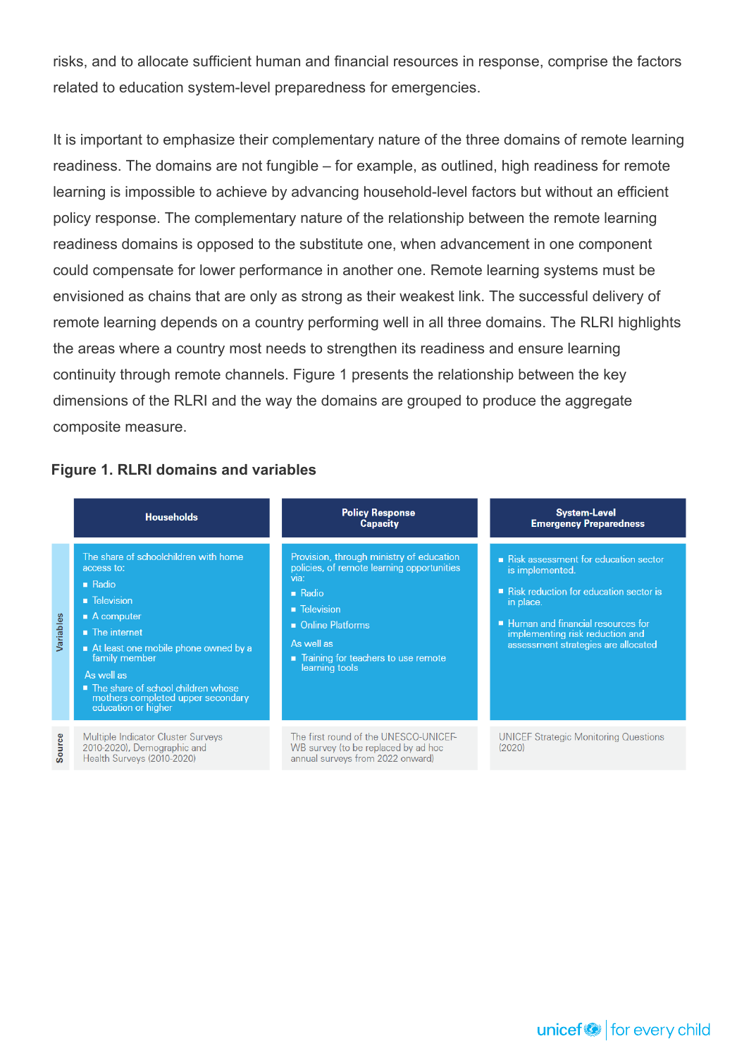risks, and to allocate sufficient human and financial resources in response, comprise the factors related to education system-level preparedness for emergencies.

It is important to emphasize their complementary nature of the three domains of remote learning readiness. The domains are not fungible – for example, as outlined, high readiness for remote learning is impossible to achieve by advancing household-level factors but without an efficient policy response. The complementary nature of the relationship between the remote learning readiness domains is opposed to the substitute one, when advancement in one component could compensate for lower performance in another one. Remote learning systems must be envisioned as chains that are only as strong as their weakest link. The successful delivery of remote learning depends on a country performing well in all three domains. The RLRI highlights the areas where a country most needs to strengthen its readiness and ensure learning continuity through remote channels. Figure 1 presents the relationship between the key dimensions of the RLRI and the way the domains are grouped to produce the aggregate composite measure.

**Figure 1. RLRI domains and variables**

| | Households | Policy Response Capacity | System-Level Emergency Preparedness |
|---|---|---|---|
| **Variables** | The share of schoolchildren with home access to:<br>▪ Radio<br>▪ Television<br>▪ A computer<br>▪ The internet<br>▪ At least one mobile phone owned by a family member<br>As well as<br>▪ The share of school children whose mothers completed upper secondary education or higher | Provision, through ministry of education policies, of remote learning opportunities via:<br>▪ Radio<br>▪ Television<br>▪ Online Platforms<br>As well as<br>▪ Training for teachers to use remote learning tools | ▪ Risk assessment for education sector is implemented.<br>▪ Risk reduction for education sector is in place.<br>▪ Human and financial resources for implementing risk reduction and assessment strategies are allocated |
| **Source** | Multiple Indicator Cluster Surveys 2010-2020), Demographic and Health Surveys (2010-2020) | The first round of the UNESCO-UNICEF-WB survey (to be replaced by ad hoc annual surveys from 2022 onward) | UNICEF Strategic Monitoring Questions (2020) |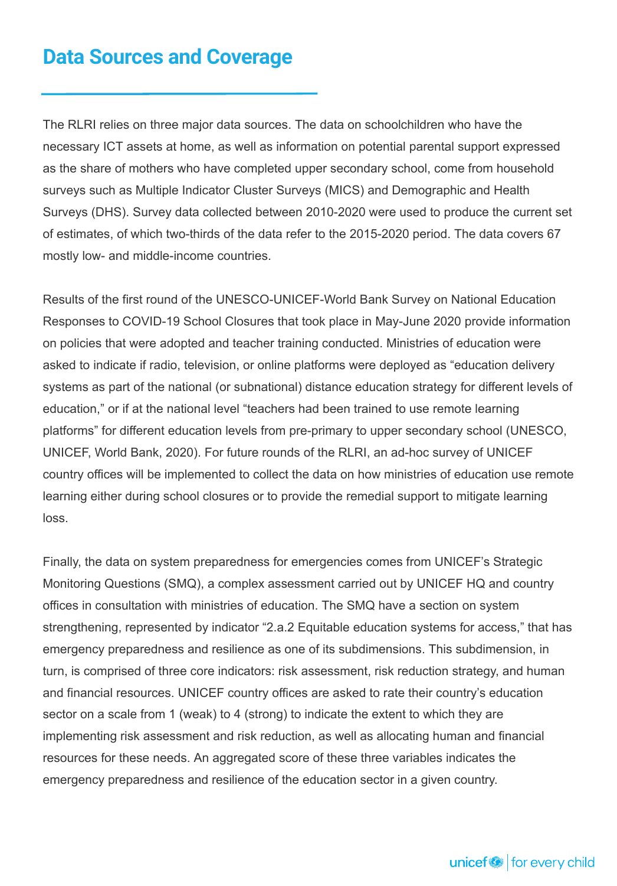## Data Sources and Coverage

The RLRI relies on three major data sources. The data on schoolchildren who have the necessary ICT assets at home, as well as information on potential parental support expressed as the share of mothers who have completed upper secondary school, come from household surveys such as Multiple Indicator Cluster Surveys (MICS) and Demographic and Health Surveys (DHS). Survey data collected between 2010-2020 were used to produce the current set of estimates, of which two-thirds of the data refer to the 2015-2020 period. The data covers 67 mostly low- and middle-income countries.

Results of the first round of the UNESCO-UNICEF-World Bank Survey on National Education Responses to COVID-19 School Closures that took place in May-June 2020 provide information on policies that were adopted and teacher training conducted. Ministries of education were asked to indicate if radio, television, or online platforms were deployed as "education delivery systems as part of the national (or subnational) distance education strategy for different levels of education," or if at the national level "teachers had been trained to use remote learning platforms" for different education levels from pre-primary to upper secondary school (UNESCO, UNICEF, World Bank, 2020). For future rounds of the RLRI, an ad-hoc survey of UNICEF country offices will be implemented to collect the data on how ministries of education use remote learning either during school closures or to provide the remedial support to mitigate learning loss.

Finally, the data on system preparedness for emergencies comes from UNICEF's Strategic Monitoring Questions (SMQ), a complex assessment carried out by UNICEF HQ and country offices in consultation with ministries of education. The SMQ have a section on system strengthening, represented by indicator "2.a.2 Equitable education systems for access," that has emergency preparedness and resilience as one of its subdimensions. This subdimension, in turn, is comprised of three core indicators: risk assessment, risk reduction strategy, and human and financial resources. UNICEF country offices are asked to rate their country's education sector on a scale from 1 (weak) to 4 (strong) to indicate the extent to which they are implementing risk assessment and risk reduction, as well as allocating human and financial resources for these needs. An aggregated score of these three variables indicates the emergency preparedness and resilience of the education sector in a given country.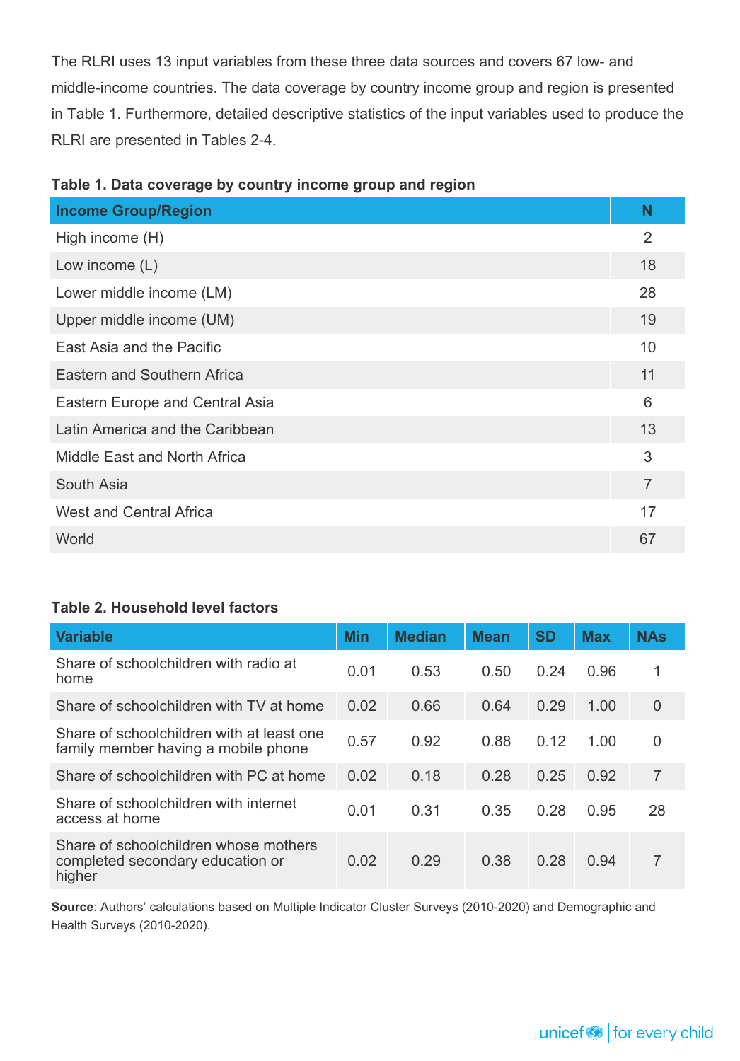The RLRI uses 13 input variables from these three data sources and covers 67 low- and middle-income countries. The data coverage by country income group and region is presented in Table 1. Furthermore, detailed descriptive statistics of the input variables used to produce the RLRI are presented in Tables 2-4.

**Table 1. Data coverage by country income group and region**

| Income Group/Region | N |
|---|---|
| High income (H) | 2 |
| Low income (L) | 18 |
| Lower middle income (LM) | 28 |
| Upper middle income (UM) | 19 |
| East Asia and the Pacific | 10 |
| Eastern and Southern Africa | 11 |
| Eastern Europe and Central Asia | 6 |
| Latin America and the Caribbean | 13 |
| Middle East and North Africa | 3 |
| South Asia | 7 |
| West and Central Africa | 17 |
| World | 67 |

**Table 2. Household level factors**

| Variable | Min | Median | Mean | SD | Max | NAs |
|---|---|---|---|---|---|---|
| Share of schoolchildren with radio at home | 0.01 | 0.53 | 0.50 | 0.24 | 0.96 | 1 |
| Share of schoolchildren with TV at home | 0.02 | 0.66 | 0.64 | 0.29 | 1.00 | 0 |
| Share of schoolchildren with at least one family member having a mobile phone | 0.57 | 0.92 | 0.88 | 0.12 | 1.00 | 0 |
| Share of schoolchildren with PC at home | 0.02 | 0.18 | 0.28 | 0.25 | 0.92 | 7 |
| Share of schoolchildren with internet access at home | 0.01 | 0.31 | 0.35 | 0.28 | 0.95 | 28 |
| Share of schoolchildren whose mothers completed secondary education or higher | 0.02 | 0.29 | 0.38 | 0.28 | 0.94 | 7 |

**Source**: Authors' calculations based on Multiple Indicator Cluster Surveys (2010-2020) and Demographic and Health Surveys (2010-2020).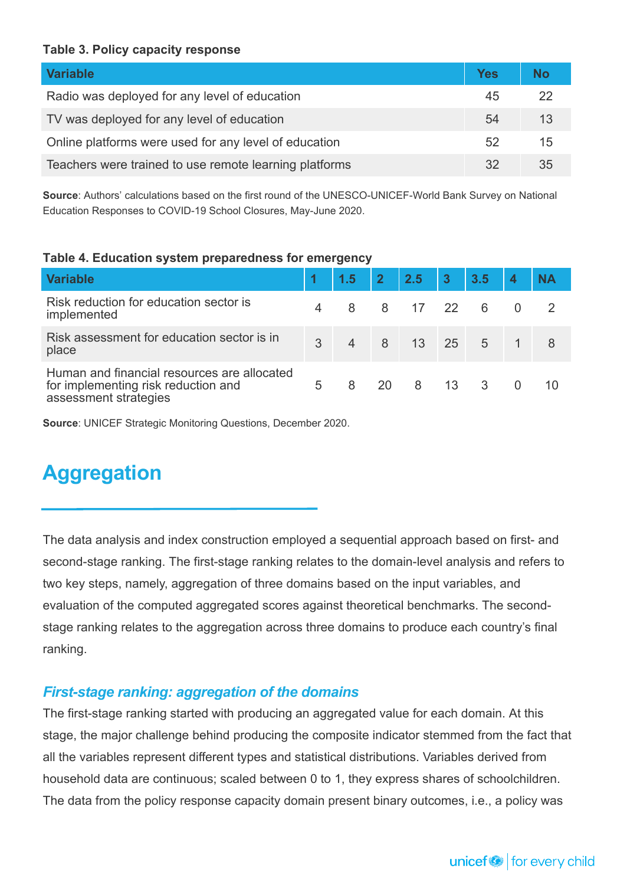**Table 3. Policy capacity response**

| Variable | Yes | No |
|---|---|---|
| Radio was deployed for any level of education | 45 | 22 |
| TV was deployed for any level of education | 54 | 13 |
| Online platforms were used for any level of education | 52 | 15 |
| Teachers were trained to use remote learning platforms | 32 | 35 |

**Source**: Authors' calculations based on the first round of the UNESCO-UNICEF-World Bank Survey on National Education Responses to COVID-19 School Closures, May-June 2020.

**Table 4. Education system preparedness for emergency**

| Variable | 1 | 1.5 | 2 | 2.5 | 3 | 3.5 | 4 | NA |
|---|---|---|---|---|---|---|---|---|
| Risk reduction for education sector is implemented | 4 | 8 | 8 | 17 | 22 | 6 | 0 | 2 |
| Risk assessment for education sector is in place | 3 | 4 | 8 | 13 | 25 | 5 | 1 | 8 |
| Human and financial resources are allocated for implementing risk reduction and assessment strategies | 5 | 8 | 20 | 8 | 13 | 3 | 0 | 10 |

**Source**: UNICEF Strategic Monitoring Questions, December 2020.

# Aggregation

The data analysis and index construction employed a sequential approach based on first- and second-stage ranking. The first-stage ranking relates to the domain-level analysis and refers to two key steps, namely, aggregation of three domains based on the input variables, and evaluation of the computed aggregated scores against theoretical benchmarks. The second-stage ranking relates to the aggregation across three domains to produce each country's final ranking.

### *First-stage ranking: aggregation of the domains*

The first-stage ranking started with producing an aggregated value for each domain. At this stage, the major challenge behind producing the composite indicator stemmed from the fact that all the variables represent different types and statistical distributions. Variables derived from household data are continuous; scaled between 0 to 1, they express shares of schoolchildren. The data from the policy response capacity domain present binary outcomes, i.e., a policy was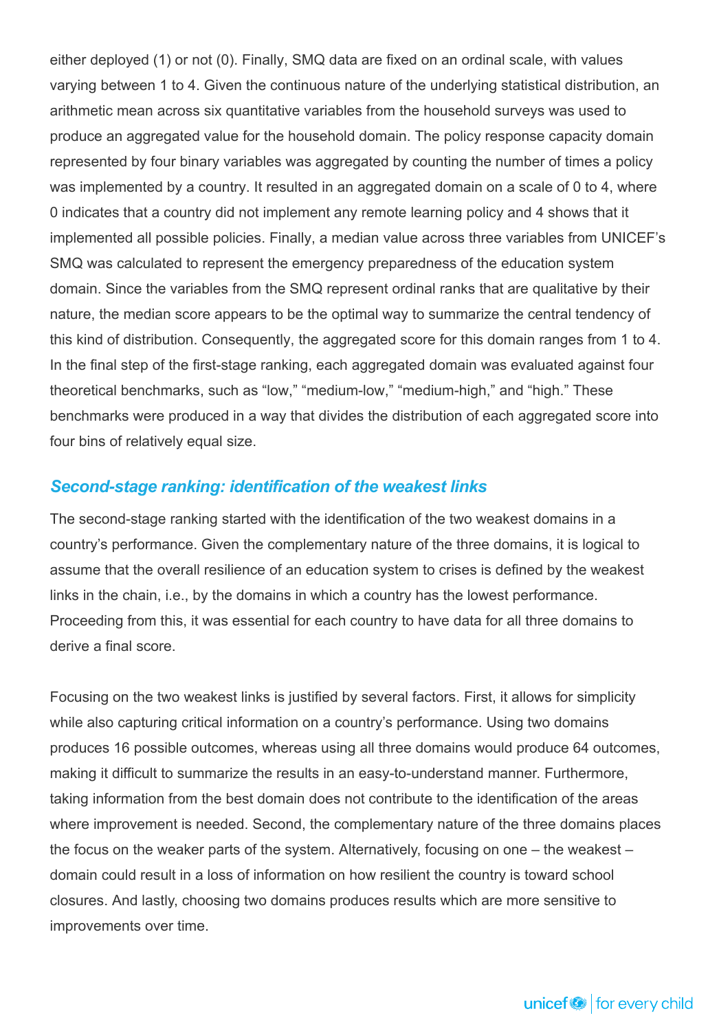either deployed (1) or not (0). Finally, SMQ data are fixed on an ordinal scale, with values varying between 1 to 4. Given the continuous nature of the underlying statistical distribution, an arithmetic mean across six quantitative variables from the household surveys was used to produce an aggregated value for the household domain. The policy response capacity domain represented by four binary variables was aggregated by counting the number of times a policy was implemented by a country. It resulted in an aggregated domain on a scale of 0 to 4, where 0 indicates that a country did not implement any remote learning policy and 4 shows that it implemented all possible policies. Finally, a median value across three variables from UNICEF's SMQ was calculated to represent the emergency preparedness of the education system domain. Since the variables from the SMQ represent ordinal ranks that are qualitative by their nature, the median score appears to be the optimal way to summarize the central tendency of this kind of distribution. Consequently, the aggregated score for this domain ranges from 1 to 4. In the final step of the first-stage ranking, each aggregated domain was evaluated against four theoretical benchmarks, such as "low," "medium-low," "medium-high," and "high." These benchmarks were produced in a way that divides the distribution of each aggregated score into four bins of relatively equal size.

### *Second-stage ranking: identification of the weakest links*

The second-stage ranking started with the identification of the two weakest domains in a country's performance. Given the complementary nature of the three domains, it is logical to assume that the overall resilience of an education system to crises is defined by the weakest links in the chain, i.e., by the domains in which a country has the lowest performance. Proceeding from this, it was essential for each country to have data for all three domains to derive a final score.

Focusing on the two weakest links is justified by several factors. First, it allows for simplicity while also capturing critical information on a country's performance. Using two domains produces 16 possible outcomes, whereas using all three domains would produce 64 outcomes, making it difficult to summarize the results in an easy-to-understand manner. Furthermore, taking information from the best domain does not contribute to the identification of the areas where improvement is needed. Second, the complementary nature of the three domains places the focus on the weaker parts of the system. Alternatively, focusing on one – the weakest – domain could result in a loss of information on how resilient the country is toward school closures. And lastly, choosing two domains produces results which are more sensitive to improvements over time.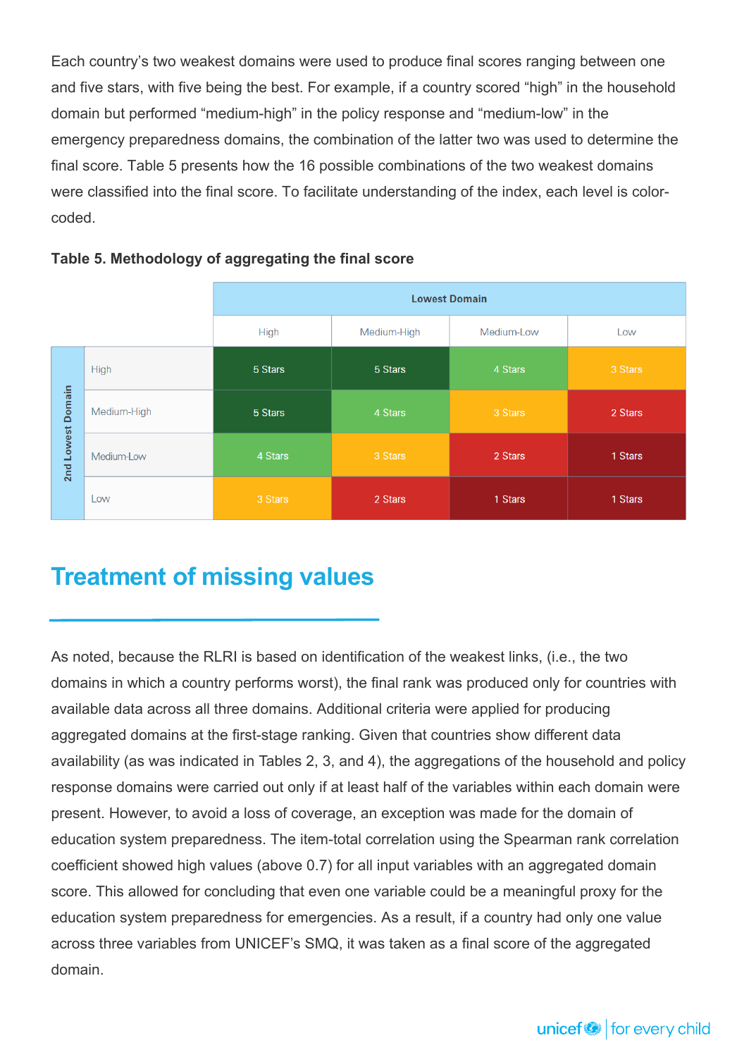Each country's two weakest domains were used to produce final scores ranging between one and five stars, with five being the best. For example, if a country scored "high" in the household domain but performed "medium-high" in the policy response and "medium-low" in the emergency preparedness domains, the combination of the latter two was used to determine the final score. Table 5 presents how the 16 possible combinations of the two weakest domains were classified into the final score. To facilitate understanding of the index, each level is color-coded.

**Table 5. Methodology of aggregating the final score**

| | | Lowest Domain | | | |
|---|---|---|---|---|---|
| | | High | Medium-High | Medium-Low | Low |
| 2nd Lowest Domain | High | 5 Stars | 5 Stars | 4 Stars | 3 Stars |
| | Medium-High | 5 Stars | 4 Stars | 3 Stars | 2 Stars |
| | Medium-Low | 4 Stars | 3 Stars | 2 Stars | 1 Stars |
| | Low | 3 Stars | 2 Stars | 1 Stars | 1 Stars |

## Treatment of missing values

As noted, because the RLRI is based on identification of the weakest links, (i.e., the two domains in which a country performs worst), the final rank was produced only for countries with available data across all three domains. Additional criteria were applied for producing aggregated domains at the first-stage ranking. Given that countries show different data availability (as was indicated in Tables 2, 3, and 4), the aggregations of the household and policy response domains were carried out only if at least half of the variables within each domain were present. However, to avoid a loss of coverage, an exception was made for the domain of education system preparedness. The item-total correlation using the Spearman rank correlation coefficient showed high values (above 0.7) for all input variables with an aggregated domain score. This allowed for concluding that even one variable could be a meaningful proxy for the education system preparedness for emergencies. As a result, if a country had only one value across three variables from UNICEF's SMQ, it was taken as a final score of the aggregated domain.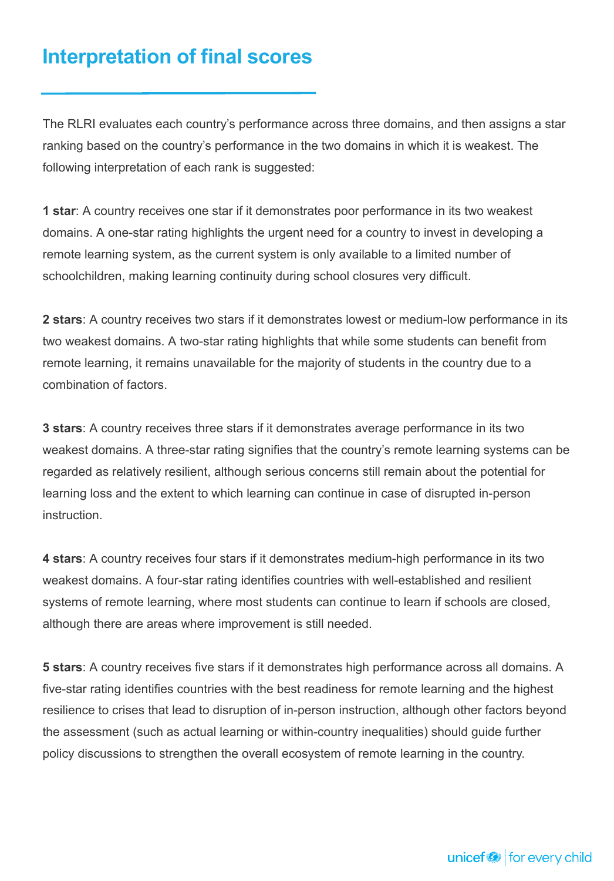## Interpretation of final scores

The RLRI evaluates each country's performance across three domains, and then assigns a star ranking based on the country's performance in the two domains in which it is weakest. The following interpretation of each rank is suggested:

**1 star**: A country receives one star if it demonstrates poor performance in its two weakest domains. A one-star rating highlights the urgent need for a country to invest in developing a remote learning system, as the current system is only available to a limited number of schoolchildren, making learning continuity during school closures very difficult.

**2 stars**: A country receives two stars if it demonstrates lowest or medium-low performance in its two weakest domains. A two-star rating highlights that while some students can benefit from remote learning, it remains unavailable for the majority of students in the country due to a combination of factors.

**3 stars**: A country receives three stars if it demonstrates average performance in its two weakest domains. A three-star rating signifies that the country's remote learning systems can be regarded as relatively resilient, although serious concerns still remain about the potential for learning loss and the extent to which learning can continue in case of disrupted in-person instruction.

**4 stars**: A country receives four stars if it demonstrates medium-high performance in its two weakest domains. A four-star rating identifies countries with well-established and resilient systems of remote learning, where most students can continue to learn if schools are closed, although there are areas where improvement is still needed.

**5 stars**: A country receives five stars if it demonstrates high performance across all domains. A five-star rating identifies countries with the best readiness for remote learning and the highest resilience to crises that lead to disruption of in-person instruction, although other factors beyond the assessment (such as actual learning or within-country inequalities) should guide further policy discussions to strengthen the overall ecosystem of remote learning in the country.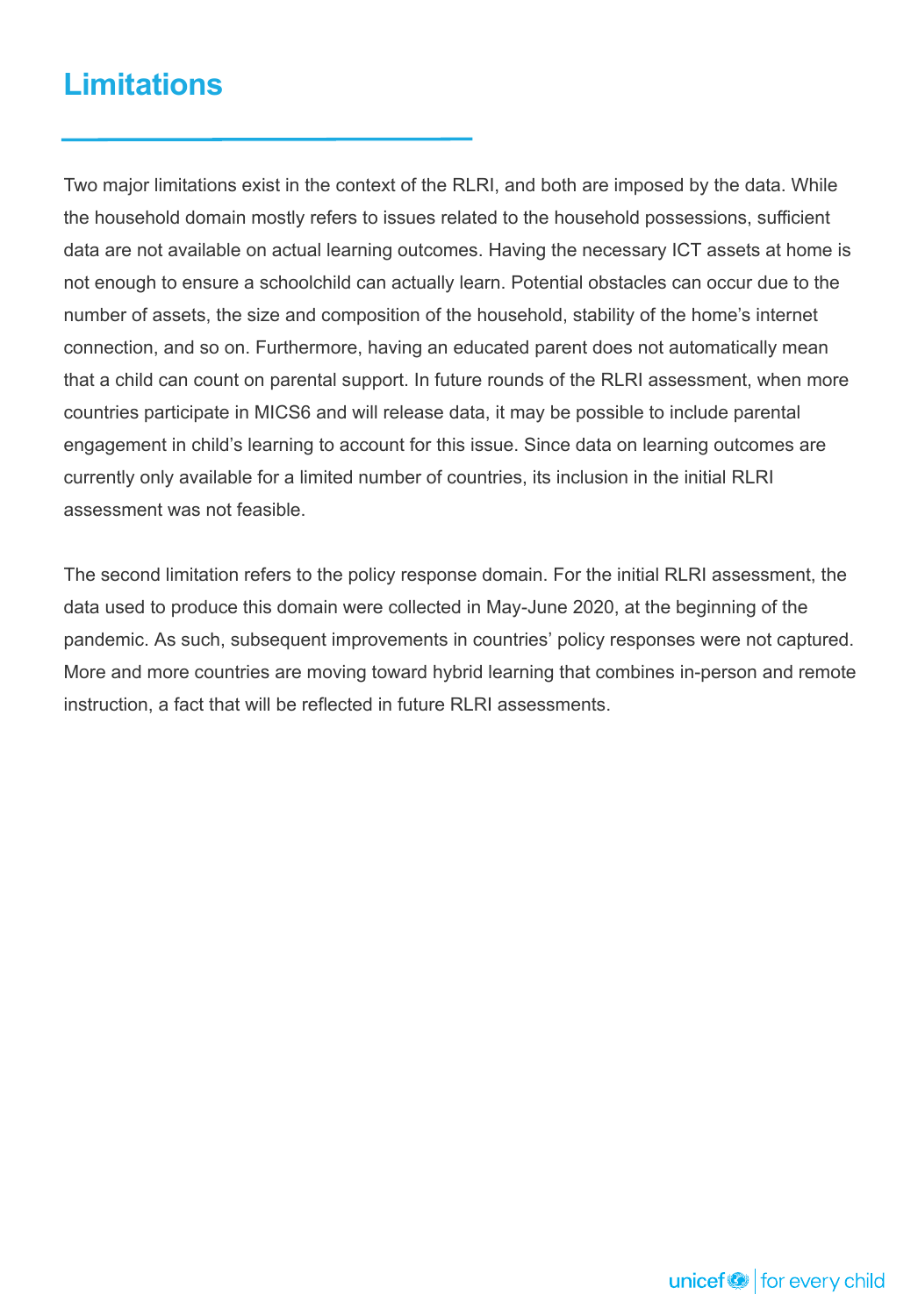# Limitations

Two major limitations exist in the context of the RLRI, and both are imposed by the data. While the household domain mostly refers to issues related to the household possessions, sufficient data are not available on actual learning outcomes. Having the necessary ICT assets at home is not enough to ensure a schoolchild can actually learn. Potential obstacles can occur due to the number of assets, the size and composition of the household, stability of the home's internet connection, and so on. Furthermore, having an educated parent does not automatically mean that a child can count on parental support. In future rounds of the RLRI assessment, when more countries participate in MICS6 and will release data, it may be possible to include parental engagement in child's learning to account for this issue. Since data on learning outcomes are currently only available for a limited number of countries, its inclusion in the initial RLRI assessment was not feasible.

The second limitation refers to the policy response domain. For the initial RLRI assessment, the data used to produce this domain were collected in May-June 2020, at the beginning of the pandemic. As such, subsequent improvements in countries' policy responses were not captured. More and more countries are moving toward hybrid learning that combines in-person and remote instruction, a fact that will be reflected in future RLRI assessments.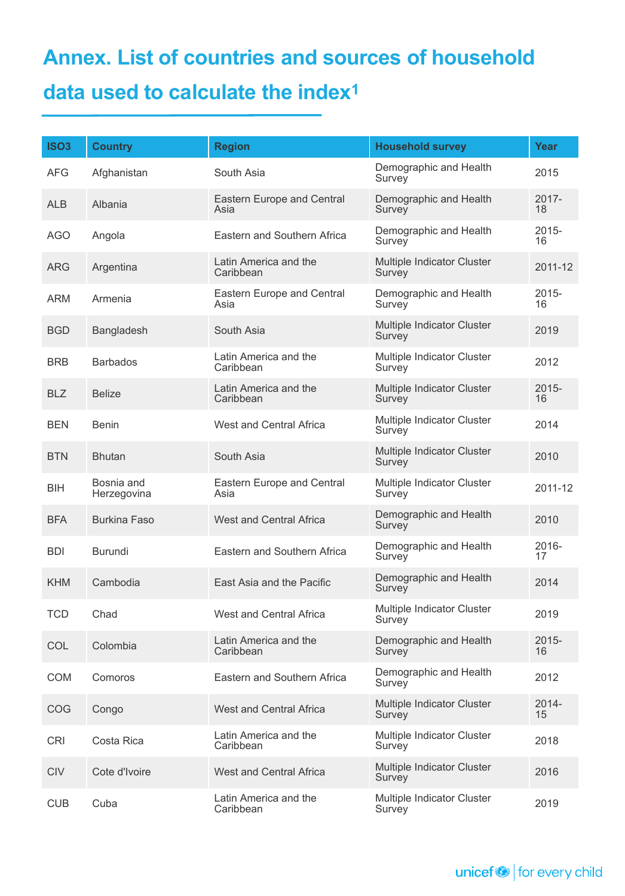# Annex. List of countries and sources of household data used to calculate the index[1]

| ISO3 | Country | Region | Household survey | Year |
|---|---|---|---|---|
| AFG | Afghanistan | South Asia | Demographic and Health Survey | 2015 |
| ALB | Albania | Eastern Europe and Central Asia | Demographic and Health Survey | 2017-18 |
| AGO | Angola | Eastern and Southern Africa | Demographic and Health Survey | 2015-16 |
| ARG | Argentina | Latin America and the Caribbean | Multiple Indicator Cluster Survey | 2011-12 |
| ARM | Armenia | Eastern Europe and Central Asia | Demographic and Health Survey | 2015-16 |
| BGD | Bangladesh | South Asia | Multiple Indicator Cluster Survey | 2019 |
| BRB | Barbados | Latin America and the Caribbean | Multiple Indicator Cluster Survey | 2012 |
| BLZ | Belize | Latin America and the Caribbean | Multiple Indicator Cluster Survey | 2015-16 |
| BEN | Benin | West and Central Africa | Multiple Indicator Cluster Survey | 2014 |
| BTN | Bhutan | South Asia | Multiple Indicator Cluster Survey | 2010 |
| BIH | Bosnia and Herzegovina | Eastern Europe and Central Asia | Multiple Indicator Cluster Survey | 2011-12 |
| BFA | Burkina Faso | West and Central Africa | Demographic and Health Survey | 2010 |
| BDI | Burundi | Eastern and Southern Africa | Demographic and Health Survey | 2016-17 |
| KHM | Cambodia | East Asia and the Pacific | Demographic and Health Survey | 2014 |
| TCD | Chad | West and Central Africa | Multiple Indicator Cluster Survey | 2019 |
| COL | Colombia | Latin America and the Caribbean | Demographic and Health Survey | 2015-16 |
| COM | Comoros | Eastern and Southern Africa | Demographic and Health Survey | 2012 |
| COG | Congo | West and Central Africa | Multiple Indicator Cluster Survey | 2014-15 |
| CRI | Costa Rica | Latin America and the Caribbean | Multiple Indicator Cluster Survey | 2018 |
| CIV | Cote d'Ivoire | West and Central Africa | Multiple Indicator Cluster Survey | 2016 |
| CUB | Cuba | Latin America and the Caribbean | Multiple Indicator Cluster Survey | 2019 |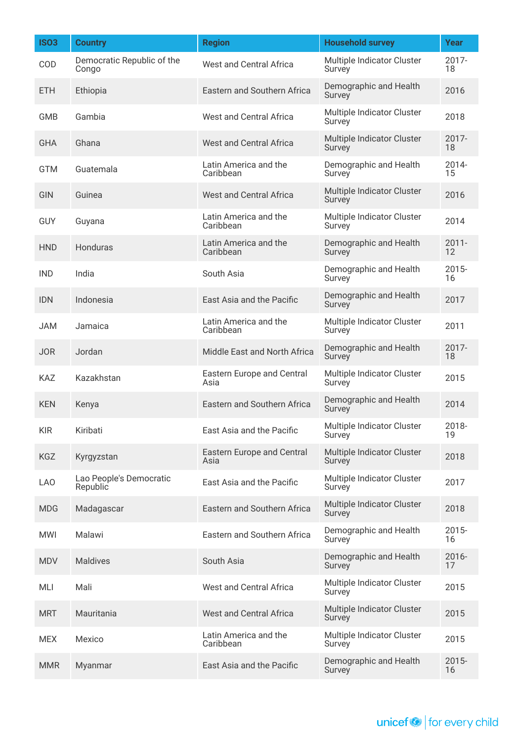| ISO3 | Country | Region | Household survey | Year |
|---|---|---|---|---|
| COD | Democratic Republic of the Congo | West and Central Africa | Multiple Indicator Cluster Survey | 2017-18 |
| ETH | Ethiopia | Eastern and Southern Africa | Demographic and Health Survey | 2016 |
| GMB | Gambia | West and Central Africa | Multiple Indicator Cluster Survey | 2018 |
| GHA | Ghana | West and Central Africa | Multiple Indicator Cluster Survey | 2017-18 |
| GTM | Guatemala | Latin America and the Caribbean | Demographic and Health Survey | 2014-15 |
| GIN | Guinea | West and Central Africa | Multiple Indicator Cluster Survey | 2016 |
| GUY | Guyana | Latin America and the Caribbean | Multiple Indicator Cluster Survey | 2014 |
| HND | Honduras | Latin America and the Caribbean | Demographic and Health Survey | 2011-12 |
| IND | India | South Asia | Demographic and Health Survey | 2015-16 |
| IDN | Indonesia | East Asia and the Pacific | Demographic and Health Survey | 2017 |
| JAM | Jamaica | Latin America and the Caribbean | Multiple Indicator Cluster Survey | 2011 |
| JOR | Jordan | Middle East and North Africa | Demographic and Health Survey | 2017-18 |
| KAZ | Kazakhstan | Eastern Europe and Central Asia | Multiple Indicator Cluster Survey | 2015 |
| KEN | Kenya | Eastern and Southern Africa | Demographic and Health Survey | 2014 |
| KIR | Kiribati | East Asia and the Pacific | Multiple Indicator Cluster Survey | 2018-19 |
| KGZ | Kyrgyzstan | Eastern Europe and Central Asia | Multiple Indicator Cluster Survey | 2018 |
| LAO | Lao People's Democratic Republic | East Asia and the Pacific | Multiple Indicator Cluster Survey | 2017 |
| MDG | Madagascar | Eastern and Southern Africa | Multiple Indicator Cluster Survey | 2018 |
| MWI | Malawi | Eastern and Southern Africa | Demographic and Health Survey | 2015-16 |
| MDV | Maldives | South Asia | Demographic and Health Survey | 2016-17 |
| MLI | Mali | West and Central Africa | Multiple Indicator Cluster Survey | 2015 |
| MRT | Mauritania | West and Central Africa | Multiple Indicator Cluster Survey | 2015 |
| MEX | Mexico | Latin America and the Caribbean | Multiple Indicator Cluster Survey | 2015 |
| MMR | Myanmar | East Asia and the Pacific | Demographic and Health Survey | 2015-16 |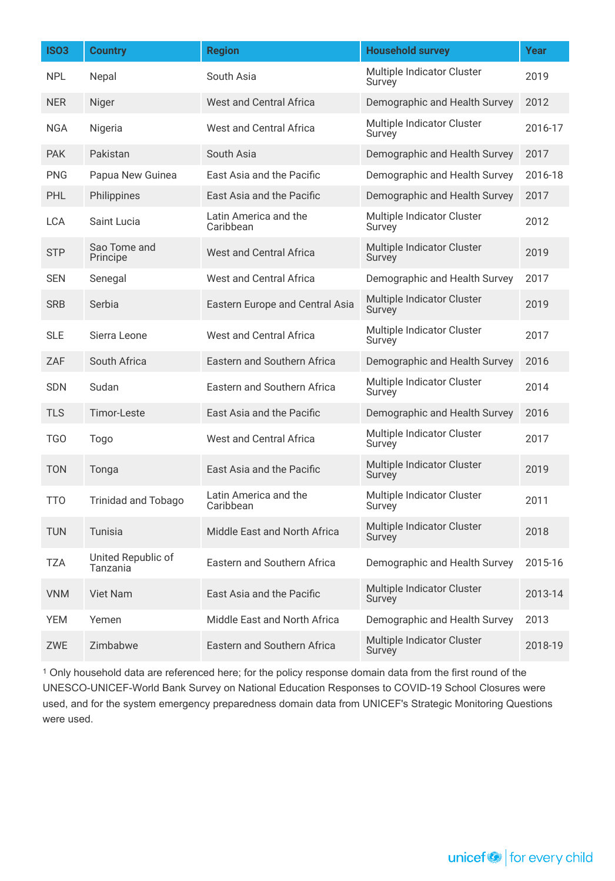| ISO3 | Country | Region | Household survey | Year |
|---|---|---|---|---|
| NPL | Nepal | South Asia | Multiple Indicator Cluster Survey | 2019 |
| NER | Niger | West and Central Africa | Demographic and Health Survey | 2012 |
| NGA | Nigeria | West and Central Africa | Multiple Indicator Cluster Survey | 2016-17 |
| PAK | Pakistan | South Asia | Demographic and Health Survey | 2017 |
| PNG | Papua New Guinea | East Asia and the Pacific | Demographic and Health Survey | 2016-18 |
| PHL | Philippines | East Asia and the Pacific | Demographic and Health Survey | 2017 |
| LCA | Saint Lucia | Latin America and the Caribbean | Multiple Indicator Cluster Survey | 2012 |
| STP | Sao Tome and Principe | West and Central Africa | Multiple Indicator Cluster Survey | 2019 |
| SEN | Senegal | West and Central Africa | Demographic and Health Survey | 2017 |
| SRB | Serbia | Eastern Europe and Central Asia | Multiple Indicator Cluster Survey | 2019 |
| SLE | Sierra Leone | West and Central Africa | Multiple Indicator Cluster Survey | 2017 |
| ZAF | South Africa | Eastern and Southern Africa | Demographic and Health Survey | 2016 |
| SDN | Sudan | Eastern and Southern Africa | Multiple Indicator Cluster Survey | 2014 |
| TLS | Timor-Leste | East Asia and the Pacific | Demographic and Health Survey | 2016 |
| TGO | Togo | West and Central Africa | Multiple Indicator Cluster Survey | 2017 |
| TON | Tonga | East Asia and the Pacific | Multiple Indicator Cluster Survey | 2019 |
| TTO | Trinidad and Tobago | Latin America and the Caribbean | Multiple Indicator Cluster Survey | 2011 |
| TUN | Tunisia | Middle East and North Africa | Multiple Indicator Cluster Survey | 2018 |
| TZA | United Republic of Tanzania | Eastern and Southern Africa | Demographic and Health Survey | 2015-16 |
| VNM | Viet Nam | East Asia and the Pacific | Multiple Indicator Cluster Survey | 2013-14 |
| YEM | Yemen | Middle East and North Africa | Demographic and Health Survey | 2013 |
| ZWE | Zimbabwe | Eastern and Southern Africa | Multiple Indicator Cluster Survey | 2018-19 |

[1] Only household data are referenced here; for the policy response domain data from the first round of the UNESCO-UNICEF-World Bank Survey on National Education Responses to COVID-19 School Closures were used, and for the system emergency preparedness domain data from UNICEF's Strategic Monitoring Questions were used.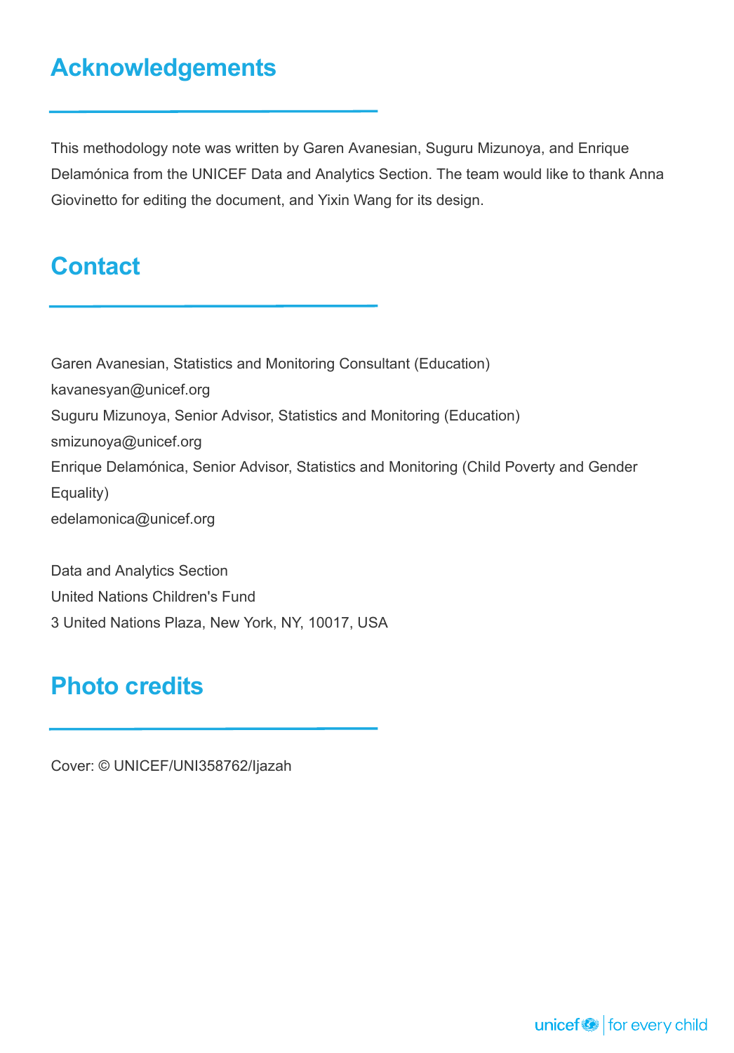## Acknowledgements

This methodology note was written by Garen Avanesian, Suguru Mizunoya, and Enrique Delamónica from the UNICEF Data and Analytics Section. The team would like to thank Anna Giovinetto for editing the document, and Yixin Wang for its design.

## Contact

Garen Avanesian, Statistics and Monitoring Consultant (Education)
kavanesyan@unicef.org
Suguru Mizunoya, Senior Advisor, Statistics and Monitoring (Education)
smizunoya@unicef.org
Enrique Delamónica, Senior Advisor, Statistics and Monitoring (Child Poverty and Gender Equality)
edelamonica@unicef.org

Data and Analytics Section
United Nations Children's Fund
3 United Nations Plaza, New York, NY, 10017, USA

## Photo credits

Cover: © UNICEF/UNI358762/Ijazah